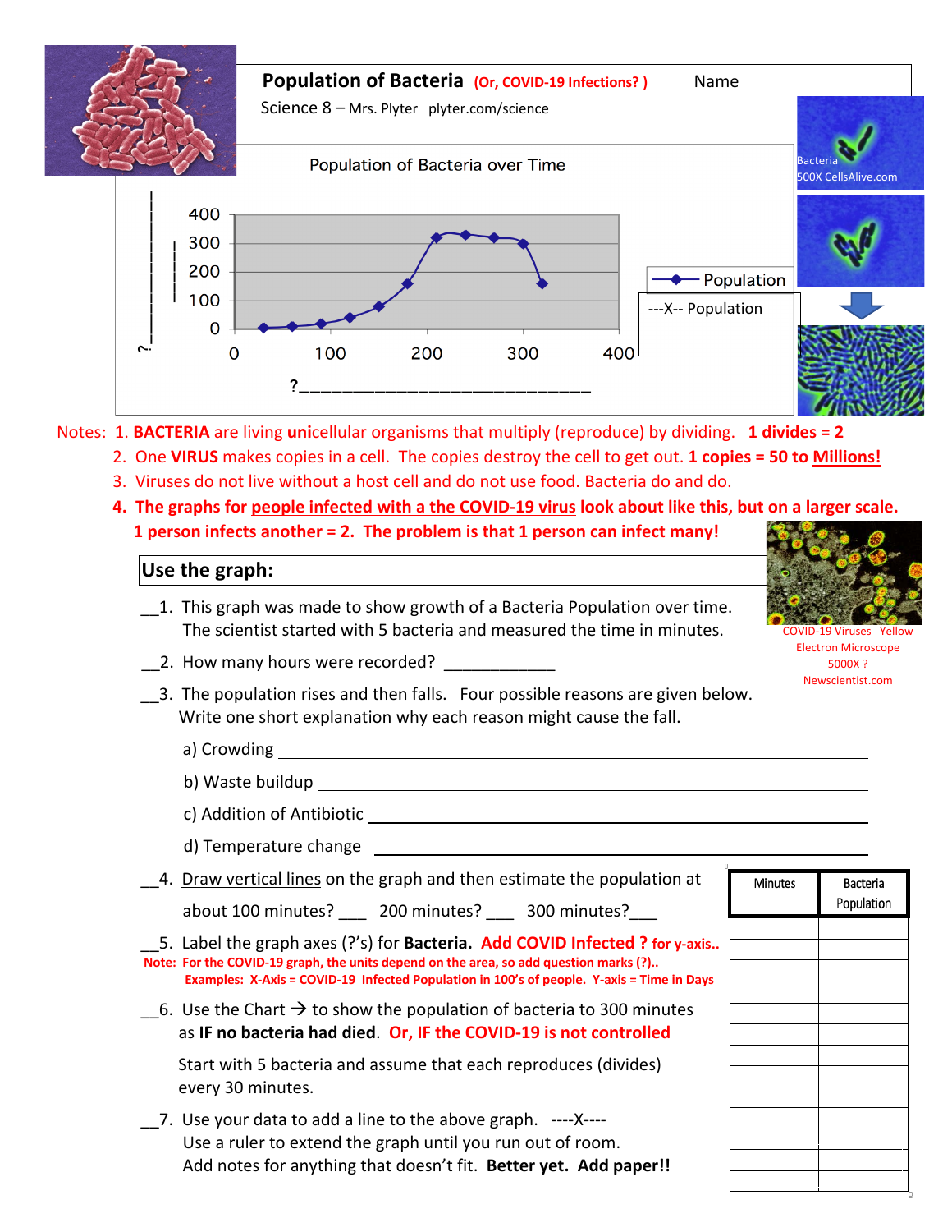# Population of Bacteria (Or, COVID-19 Infections? )

Name

Science 8 – Mrs. Plyter plyter.com/science

Population of Bacteria over Time

Population

---X-- Population

?___________________________

?___________

Bacteria 500X CellsAlive.com

Notes: 1. **BACTERIA** are living **uni**cellular organisms that multiply (reproduce) by dividing. **1 divides = 2**

2. One **VIRUS** makes copies in a cell. The copies destroy the cell to get out. **1 copies = 50 to Millions!**

3. Viruses do not live without a host cell and do not use food. Bacteria do and do.

4. **The graphs for people infected with a the COVID-19 virus look about like this, but on a larger scale. 1 person infects another = 2. The problem is that 1 person can infect many!**

COVID-19 Viruses Yellow Electron Microscope 5000X ? Newscientist.com

## Use the graph:

__1. This graph was made to show growth of a Bacteria Population over time. The scientist started with 5 bacteria and measured the time in minutes.

__2. How many hours were recorded? ____________

__3. The population rises and then falls. Four possible reasons are given below. Write one short explanation why each reason might cause the fall.

a) Crowding ______________________________________________

b) Waste buildup ______________________________________________

c) Addition of Antibiotic ______________________________________________

d) Temperature change ______________________________________________

__4. Draw vertical lines on the graph and then estimate the population at about 100 minutes? ___ 200 minutes? ___ 300 minutes?___

__5. Label the graph axes (?'s) for **Bacteria.** **Add COVID Infected ? for y-axis..**

**Note: For the COVID-19 graph, the units depend on the area, so add question marks (?)..**
**Examples: X-Axis = COVID-19 Infected Population in 100's of people. Y-axis = Time in Days**

__6. Use the Chart → to show the population of bacteria to 300 minutes as **IF no bacteria had died**. **Or, IF the COVID-19 is not controlled**

Start with 5 bacteria and assume that each reproduces (divides) every 30 minutes.

__7. Use your data to add a line to the above graph. ----X----
Use a ruler to extend the graph until you run out of room.
Add notes for anything that doesn't fit. **Better yet. Add paper!!**

| Minutes | Bacteria Population |
|---|---|
| | |
| | |
| | |
| | |
| | |
| | |
| | |
| | |
| | |
| | |
| | |
| | |
| | |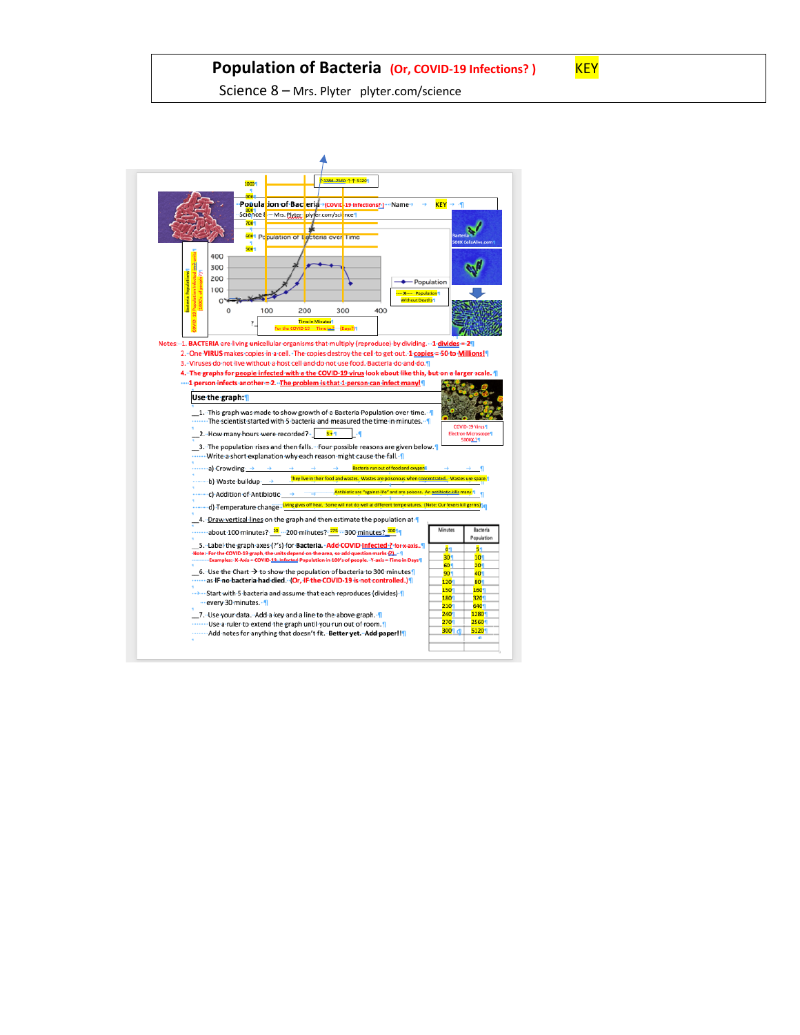# Population of Bacteria (Or, COVID-19 Infections? ) KEY

Science 8 – Mrs. Plyter plyter.com/science

1000
900
800
700
600
500

1280...2560 → ↑ 5120

Population of Bacteria (COVID-19 Infections?) Name KEY

Science 8 – Mrs. Plyter plyter.com/science

Population of Bacteria over Time

400
300
200
100
0

0 100 200 300 400

Bacteria Population
COVID-19 Population infected (1000's of people?)

Time in Minutes
For the COVID-19 Time is? (Days?)

Population

Population Without Deaths

Bacteria 500X CellsAlive.com

Notes: 1. BACTERIA are living unicellular organisms that multiply (reproduce) by dividing. 1 divides = 2

2. One VIRUS makes copies in a cell. The copies destroy the cell to get out. 1 copies = 50 to Millions!

3. Viruses do not live without a host cell and do not use food. Bacteria do and do.

4. The graphs for people infected with a the COVID-19 virus look about like this, but on a larger scale.

1 person infects another = 2. The problem is that 1 person can infect many!

COVID-19 Virus Electron Microscope 5000X

**Use the graph:**

__1. This graph was made to show growth of a Bacteria Population over time.
The scientist started with 5 bacteria and measured the time in minutes.

__2. How many hours were recorded? 3+

__3. The population rises and then falls. Four possible reasons are given below.
Write a short explanation why each reason might cause the fall.

a) Crowding Bacteria run out of food and oxygen

b) Waste buildup They live in their food and wastes. Wastes are poisonous when concentrated. Wastes use space.

c) Addition of Antibiotic Antibiotic are "against-life" and are poisons. An antibiotic kills many.

d) Temperature change Living gives off heat. Some will not do well at different temperatures. (Note: Our fevers kill germs)

__4. Draw vertical lines on the graph and then estimate the population at
about 100 minutes? 30 200 minutes? 275 300 minutes? 300

__5. Label the graph axes (?'s) for Bacteria. Add COVID Infected ? for x-axis.
~~Note: For the COVID-19 graph, the units depend on the area, so add question marks (?).~~
~~Examples: X-Axis = COVID-19 infected Population in 100's of people. Y-axis = Time in Days~~

__6. Use the Chart → to show the population of bacteria to 300 minutes
as IF no bacteria had died. (Or, IF the COVID-19 is not controlled.)

Start with 5 bacteria and assume that each reproduces (divides)
every 30 minutes.

__7. Use your data. Add a key and a line to the above graph.
Use a ruler to extend the graph until you run out of room.
Add notes for anything that doesn't fit. Better yet. Add paper!!

| Minutes | Bacteria Population |
|---|---|
| 0 | 5 |
| 30 | 10 |
| 60 | 20 |
| 90 | 40 |
| 120 | 80 |
| 150 | 160 |
| 180 | 320 |
| 210 | 640 |
| 240 | 1280 |
| 270 | 2560 |
| 300 | 5120 |